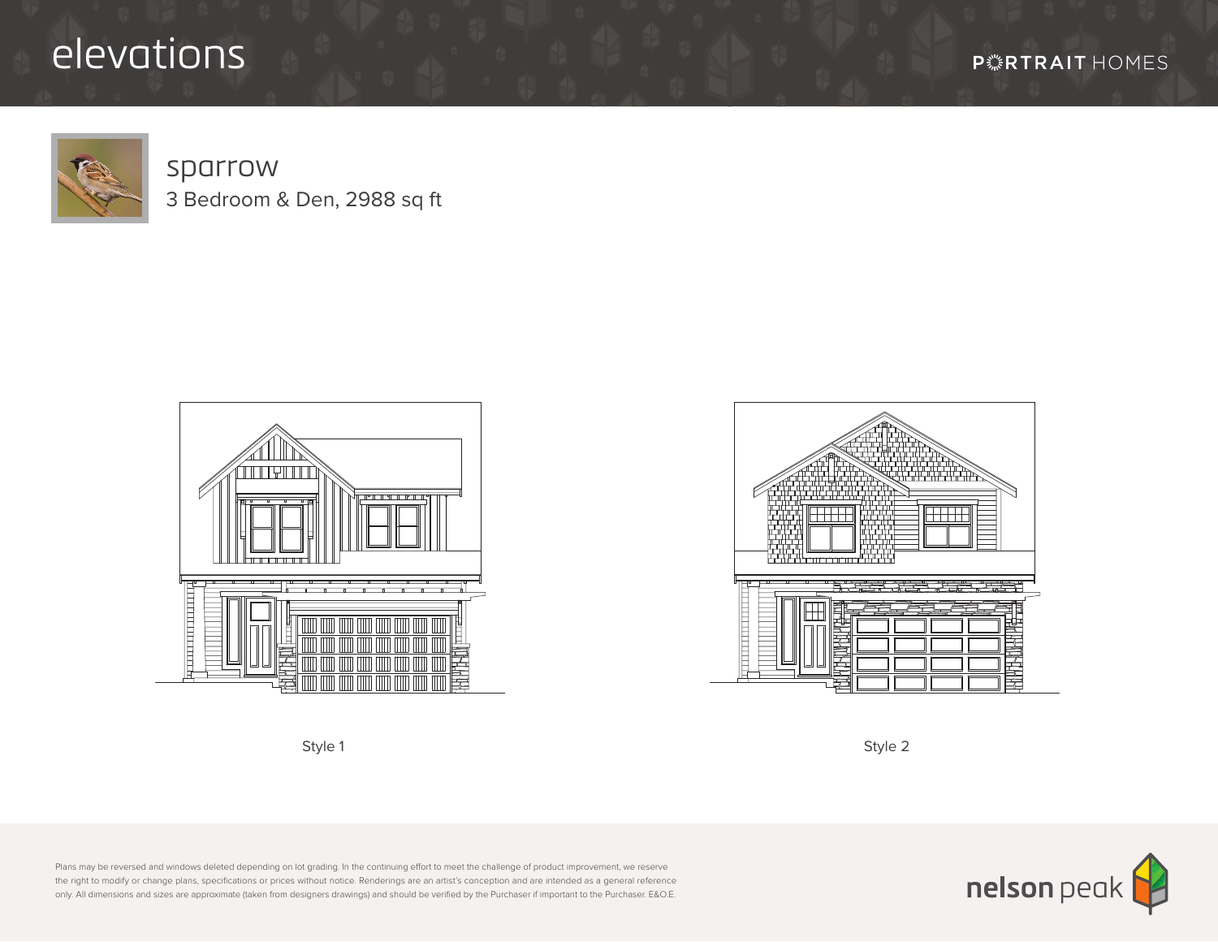# elevations

PORTRAIT HOMES

## sparrow

3 Bedroom & Den, 2988 sq ft

Style 1

Style 2

Plans may be reversed and windows deleted depending on lot grading. In the continuing effort to meet the challenge of product improvement, we reserve the right to modify or change plans, specifications or prices without notice. Renderings are an artist's conception and are intended as a general reference only. All dimensions and sizes are approximate (taken from designers drawings) and should be verified by the Purchaser if important to the Purchaser. E&O.E.

nelson peak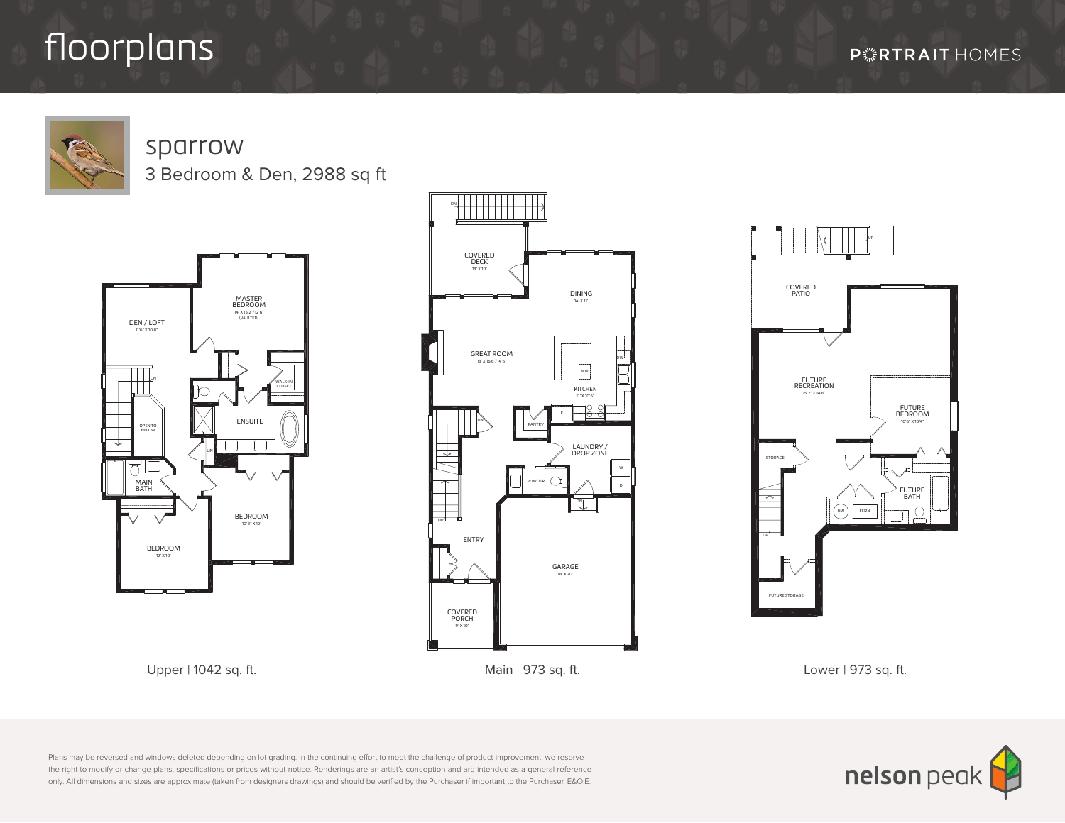# floorplans

PORTRAIT HOMES

## sparrow

3 Bedroom & Den, 2988 sq ft

Upper | 1042 sq. ft.

Main | 973 sq. ft.

Lower | 973 sq. ft.

Plans may be reversed and windows deleted depending on lot grading. In the continuing effort to meet the challenge of product improvement, we reserve the right to modify or change plans, specifications or prices without notice. Renderings are an artist's conception and are intended as a general reference only. All dimensions and sizes are approximate (taken from designers drawings) and should be verified by the Purchaser if important to the Purchaser. E&O.E.

nelson peak